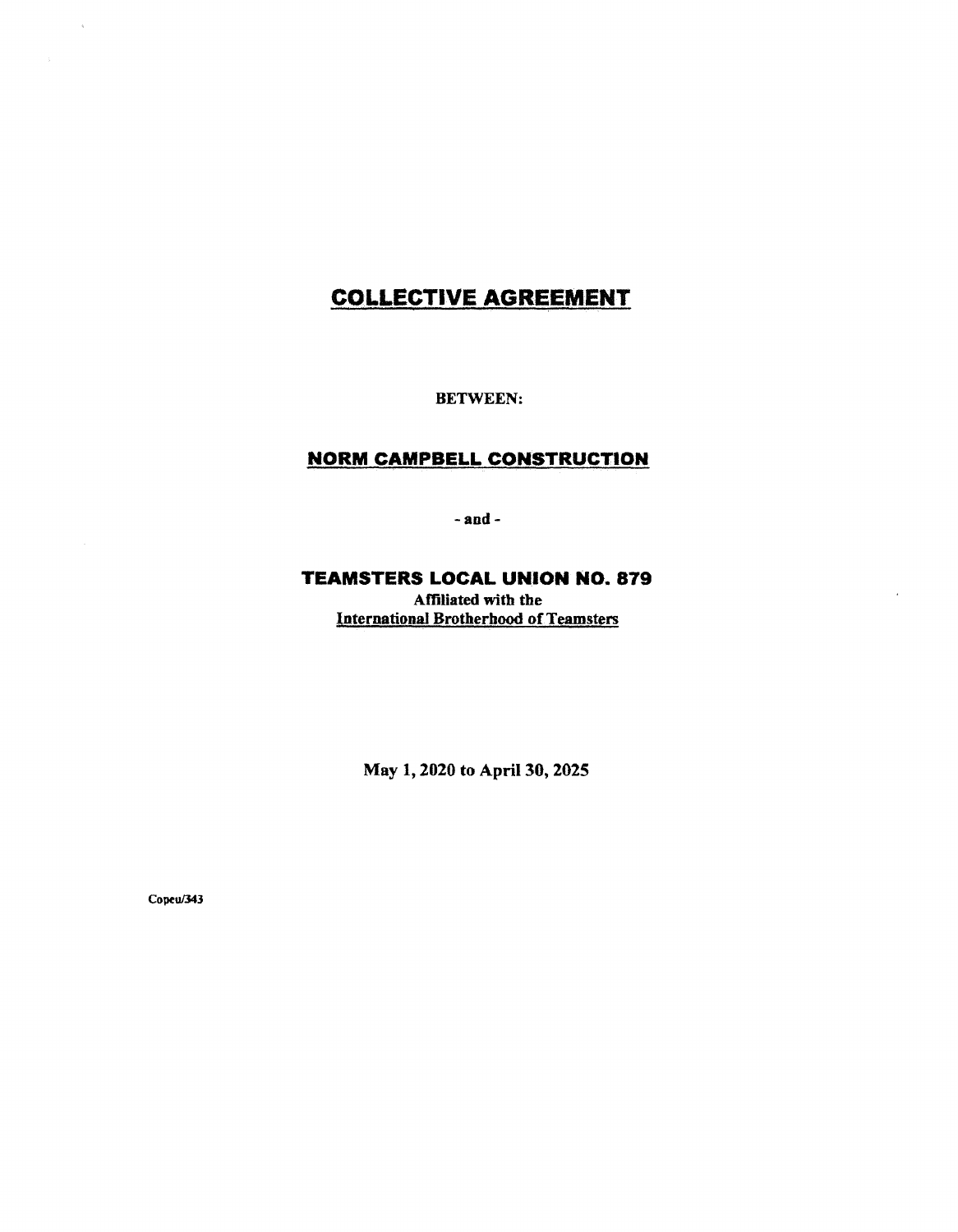# COLLECTIVE AGREEMENT

**BETWEEN:**

## NORM CAMPBELL CONSTRUCTION

**- and -**

## TEAMSTERS LOCAL UNION NO. 879

**Affiliated with the**
**International Brotherhood of Teamsters**

**May 1, 2020 to April 30, 2025**

Copeu/343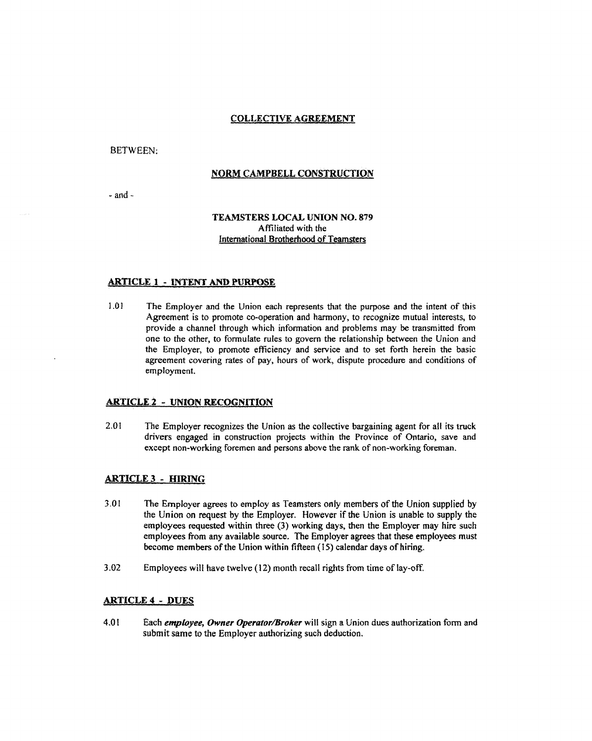# COLLECTIVE AGREEMENT

BETWEEN:

## NORM CAMPBELL CONSTRUCTION

- and -

**TEAMSTERS LOCAL UNION NO. 879**
Affiliated with the
International Brotherhood of Teamsters

## ARTICLE 1 - INTENT AND PURPOSE

1.01 The Employer and the Union each represents that the purpose and the intent of this Agreement is to promote co-operation and harmony, to recognize mutual interests, to provide a channel through which information and problems may be transmitted from one to the other, to formulate rules to govern the relationship between the Union and the Employer, to promote efficiency and service and to set forth herein the basic agreement covering rates of pay, hours of work, dispute procedure and conditions of employment.

## ARTICLE 2 - UNION RECOGNITION

2.01 The Employer recognizes the Union as the collective bargaining agent for all its truck drivers engaged in construction projects within the Province of Ontario, save and except non-working foremen and persons above the rank of non-working foreman.

## ARTICLE 3 - HIRING

3.01 The Employer agrees to employ as Teamsters only members of the Union supplied by the Union on request by the Employer. However if the Union is unable to supply the employees requested within three (3) working days, then the Employer may hire such employees from any available source. The Employer agrees that these employees must become members of the Union within fifteen (15) calendar days of hiring.

3.02 Employees will have twelve (12) month recall rights from time of lay-off.

## ARTICLE 4 - DUES

4.01 Each ***employee, Owner Operator/Broker*** will sign a Union dues authorization form and submit same to the Employer authorizing such deduction.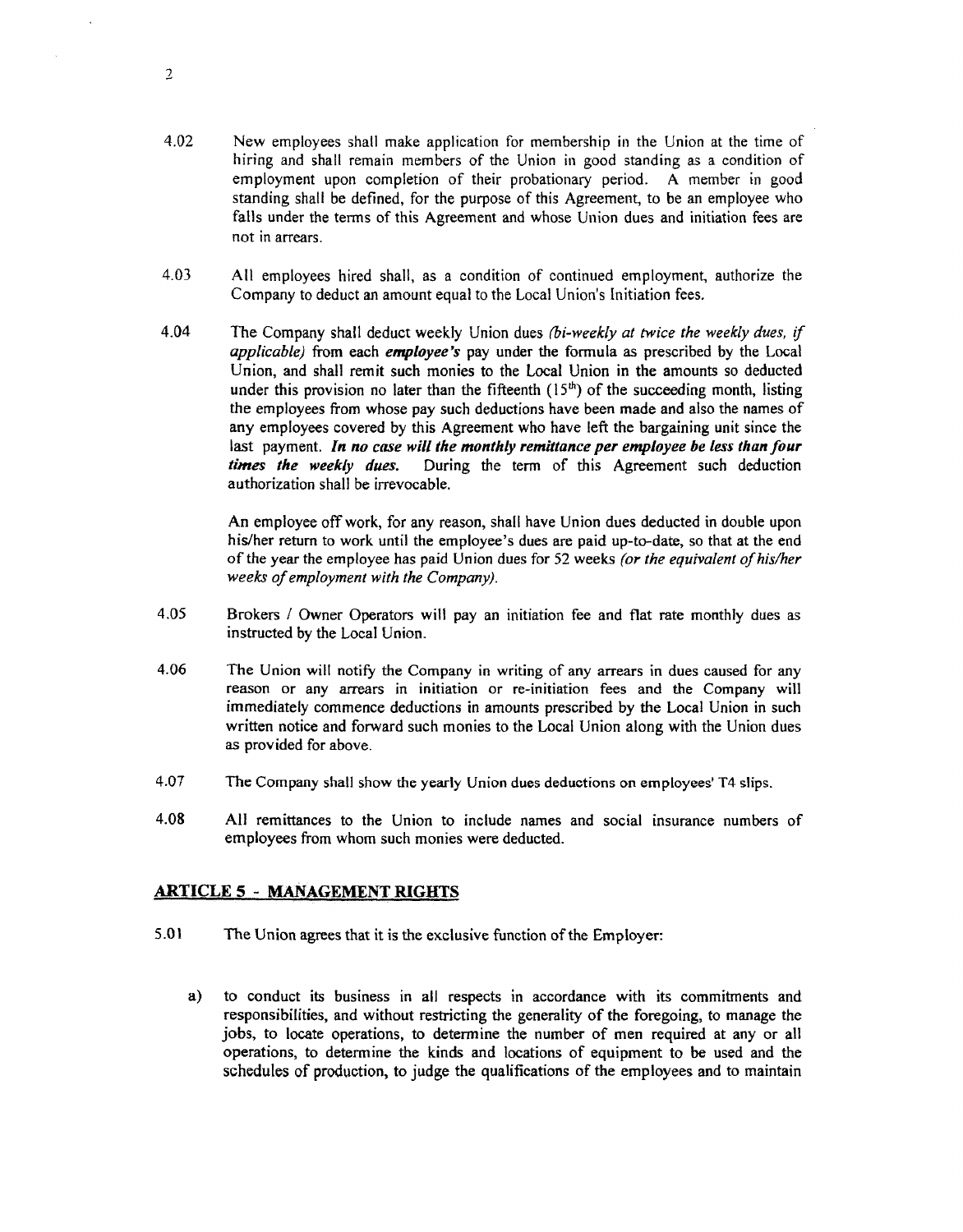4.02 New employees shall make application for membership in the Union at the time of hiring and shall remain members of the Union in good standing as a condition of employment upon completion of their probationary period. A member in good standing shall be defined, for the purpose of this Agreement, to be an employee who falls under the terms of this Agreement and whose Union dues and initiation fees are not in arrears.

4.03 All employees hired shall, as a condition of continued employment, authorize the Company to deduct an amount equal to the Local Union's Initiation fees.

4.04 The Company shall deduct weekly Union dues *(bi-weekly at twice the weekly dues, if applicable)* from each ***employee's*** pay under the formula as prescribed by the Local Union, and shall remit such monies to the Local Union in the amounts so deducted under this provision no later than the fifteenth (15th) of the succeeding month, listing the employees from whose pay such deductions have been made and also the names of any employees covered by this Agreement who have left the bargaining unit since the last payment. ***In no case will the monthly remittance per employee be less than four times the weekly dues.*** During the term of this Agreement such deduction authorization shall be irrevocable.

An employee off work, for any reason, shall have Union dues deducted in double upon his/her return to work until the employee's dues are paid up-to-date, so that at the end of the year the employee has paid Union dues for 52 weeks *(or the equivalent of his/her weeks of employment with the Company).*

4.05 Brokers / Owner Operators will pay an initiation fee and flat rate monthly dues as instructed by the Local Union.

4.06 The Union will notify the Company in writing of any arrears in dues caused for any reason or any arrears in initiation or re-initiation fees and the Company will immediately commence deductions in amounts prescribed by the Local Union in such written notice and forward such monies to the Local Union along with the Union dues as provided for above.

4.07 The Company shall show the yearly Union dues deductions on employees' T4 slips.

4.08 All remittances to the Union to include names and social insurance numbers of employees from whom such monies were deducted.

## ARTICLE 5 - MANAGEMENT RIGHTS

5.01 The Union agrees that it is the exclusive function of the Employer:

a) to conduct its business in all respects in accordance with its commitments and responsibilities, and without restricting the generality of the foregoing, to manage the jobs, to locate operations, to determine the number of men required at any or all operations, to determine the kinds and locations of equipment to be used and the schedules of production, to judge the qualifications of the employees and to maintain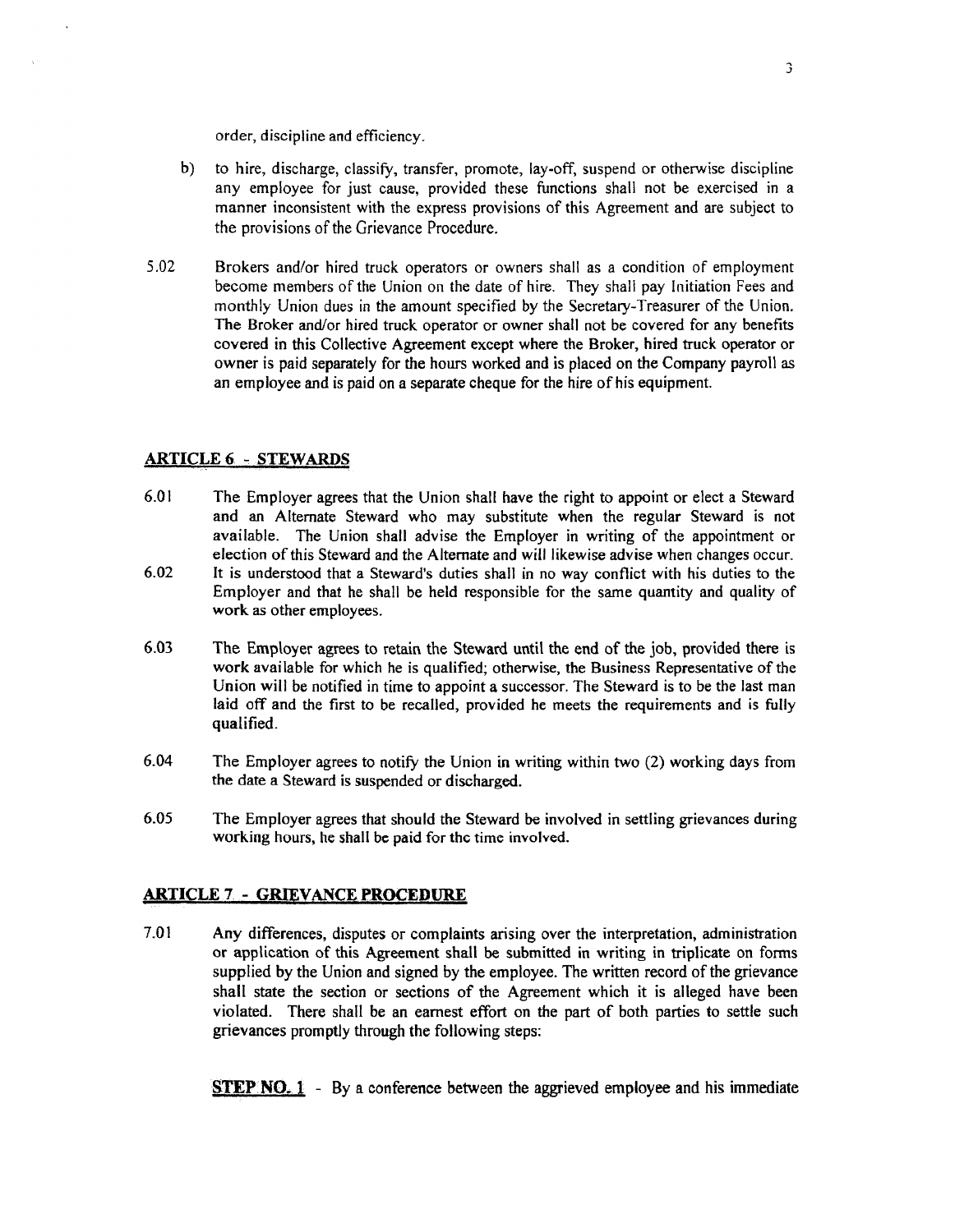order, discipline and efficiency.

b) to hire, discharge, classify, transfer, promote, lay-off, suspend or otherwise discipline any employee for just cause, provided these functions shall not be exercised in a manner inconsistent with the express provisions of this Agreement and are subject to the provisions of the Grievance Procedure.

5.02 Brokers and/or hired truck operators or owners shall as a condition of employment become members of the Union on the date of hire. They shall pay Initiation Fees and monthly Union dues in the amount specified by the Secretary-Treasurer of the Union. The Broker and/or hired truck operator or owner shall not be covered for any benefits covered in this Collective Agreement except where the Broker, hired truck operator or owner is paid separately for the hours worked and is placed on the Company payroll as an employee and is paid on a separate cheque for the hire of his equipment.

## ARTICLE 6 - STEWARDS

6.01 The Employer agrees that the Union shall have the right to appoint or elect a Steward and an Alternate Steward who may substitute when the regular Steward is not available. The Union shall advise the Employer in writing of the appointment or election of this Steward and the Alternate and will likewise advise when changes occur.

6.02 It is understood that a Steward's duties shall in no way conflict with his duties to the Employer and that he shall be held responsible for the same quantity and quality of work as other employees.

6.03 The Employer agrees to retain the Steward until the end of the job, provided there is work available for which he is qualified; otherwise, the Business Representative of the Union will be notified in time to appoint a successor. The Steward is to be the last man laid off and the first to be recalled, provided he meets the requirements and is fully qualified.

6.04 The Employer agrees to notify the Union in writing within two (2) working days from the date a Steward is suspended or discharged.

6.05 The Employer agrees that should the Steward be involved in settling grievances during working hours, he shall be paid for the time involved.

## ARTICLE 7 - GRIEVANCE PROCEDURE

7.01 Any differences, disputes or complaints arising over the interpretation, administration or application of this Agreement shall be submitted in writing in triplicate on forms supplied by the Union and signed by the employee. The written record of the grievance shall state the section or sections of the Agreement which it is alleged have been violated. There shall be an earnest effort on the part of both parties to settle such grievances promptly through the following steps:

**STEP NO. 1** - By a conference between the aggrieved employee and his immediate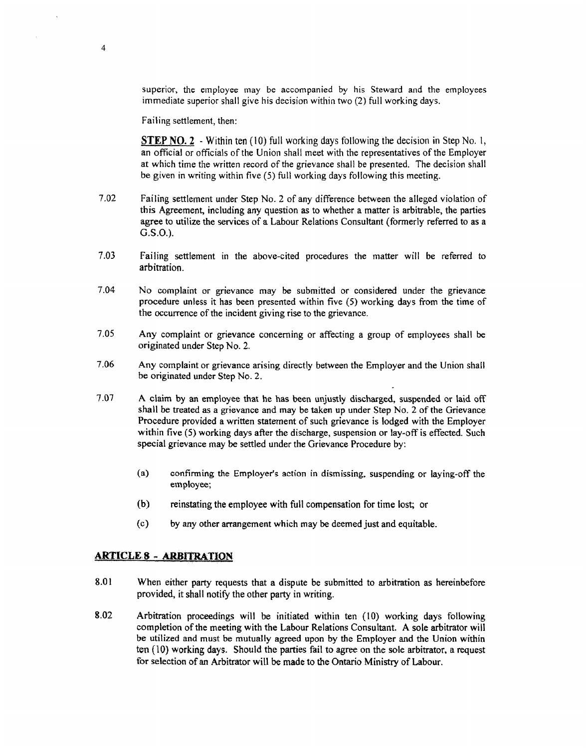superior, the employee may be accompanied by his Steward and the employees immediate superior shall give his decision within two (2) full working days.

Failing settlement, then:

**STEP NO. 2** - Within ten (10) full working days following the decision in Step No. 1, an official or officials of the Union shall meet with the representatives of the Employer at which time the written record of the grievance shall be presented. The decision shall be given in writing within five (5) full working days following this meeting.

7.02 Failing settlement under Step No. 2 of any difference between the alleged violation of this Agreement, including any question as to whether a matter is arbitrable, the parties agree to utilize the services of a Labour Relations Consultant (formerly referred to as a G.S.O.).

7.03 Failing settlement in the above-cited procedures the matter will be referred to arbitration.

7.04 No complaint or grievance may be submitted or considered under the grievance procedure unless it has been presented within five (5) working days from the time of the occurrence of the incident giving rise to the grievance.

7.05 Any complaint or grievance concerning or affecting a group of employees shall be originated under Step No. 2.

7.06 Any complaint or grievance arising directly between the Employer and the Union shall be originated under Step No. 2.

7.07 A claim by an employee that he has been unjustly discharged, suspended or laid off shall be treated as a grievance and may be taken up under Step No. 2 of the Grievance Procedure provided a written statement of such grievance is lodged with the Employer within five (5) working days after the discharge, suspension or lay-off is effected. Such special grievance may be settled under the Grievance Procedure by:

(a) confirming the Employer's action in dismissing, suspending or laying-off the employee;

(b) reinstating the employee with full compensation for time lost; or

(c) by any other arrangement which may be deemed just and equitable.

## ARTICLE 8 - ARBITRATION

8.01 When either party requests that a dispute be submitted to arbitration as hereinbefore provided, it shall notify the other party in writing.

8.02 Arbitration proceedings will be initiated within ten (10) working days following completion of the meeting with the Labour Relations Consultant. A sole arbitrator will be utilized and must be mutually agreed upon by the Employer and the Union within ten (10) working days. Should the parties fail to agree on the sole arbitrator, a request for selection of an Arbitrator will be made to the Ontario Ministry of Labour.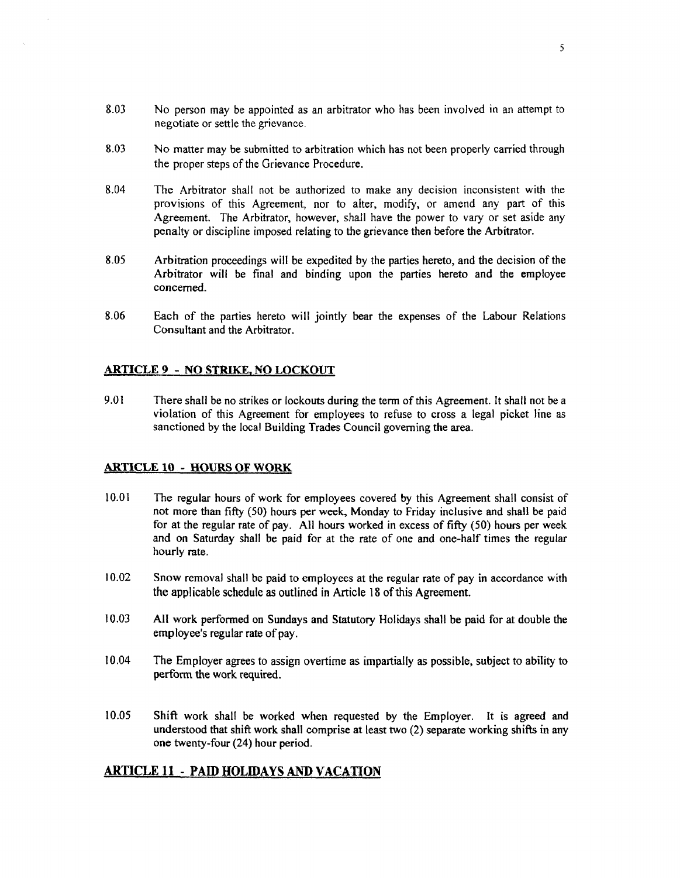8.03 No person may be appointed as an arbitrator who has been involved in an attempt to negotiate or settle the grievance.

8.03 No matter may be submitted to arbitration which has not been properly carried through the proper steps of the Grievance Procedure.

8.04 The Arbitrator shall not be authorized to make any decision inconsistent with the provisions of this Agreement, nor to alter, modify, or amend any part of this Agreement. The Arbitrator, however, shall have the power to vary or set aside any penalty or discipline imposed relating to the grievance then before the Arbitrator.

8.05 Arbitration proceedings will be expedited by the parties hereto, and the decision of the Arbitrator will be final and binding upon the parties hereto and the employee concerned.

8.06 Each of the parties hereto will jointly bear the expenses of the Labour Relations Consultant and the Arbitrator.

## ARTICLE 9 - NO STRIKE, NO LOCKOUT

9.01 There shall be no strikes or lockouts during the term of this Agreement. It shall not be a violation of this Agreement for employees to refuse to cross a legal picket line as sanctioned by the local Building Trades Council governing the area.

## ARTICLE 10 - HOURS OF WORK

10.01 The regular hours of work for employees covered by this Agreement shall consist of not more than fifty (50) hours per week, Monday to Friday inclusive and shall be paid for at the regular rate of pay. All hours worked in excess of fifty (50) hours per week and on Saturday shall be paid for at the rate of one and one-half times the regular hourly rate.

10.02 Snow removal shall be paid to employees at the regular rate of pay in accordance with the applicable schedule as outlined in Article 18 of this Agreement.

10.03 All work performed on Sundays and Statutory Holidays shall be paid for at double the employee's regular rate of pay.

10.04 The Employer agrees to assign overtime as impartially as possible, subject to ability to perform the work required.

10.05 Shift work shall be worked when requested by the Employer. It is agreed and understood that shift work shall comprise at least two (2) separate working shifts in any one twenty-four (24) hour period.

## ARTICLE 11 - PAID HOLIDAYS AND VACATION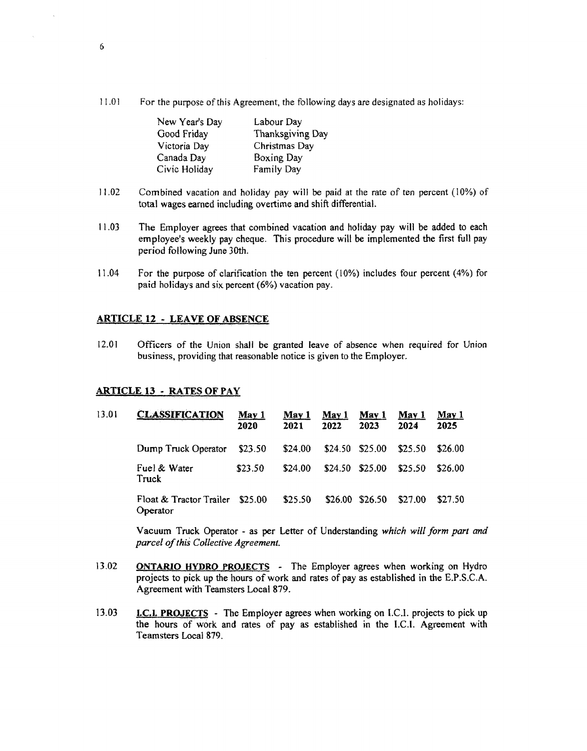11.01 For the purpose of this Agreement, the following days are designated as holidays:

| | |
|---|---|
| New Year's Day | Labour Day |
| Good Friday | Thanksgiving Day |
| Victoria Day | Christmas Day |
| Canada Day | Boxing Day |
| Civic Holiday | Family Day |

11.02 Combined vacation and holiday pay will be paid at the rate of ten percent (10%) of total wages earned including overtime and shift differential.

11.03 The Employer agrees that combined vacation and holiday pay will be added to each employee's weekly pay cheque. This procedure will be implemented the first full pay period following June 30th.

11.04 For the purpose of clarification the ten percent (10%) includes four percent (4%) for paid holidays and six percent (6%) vacation pay.

## ARTICLE 12 - LEAVE OF ABSENCE

12.01 Officers of the Union shall be granted leave of absence when required for Union business, providing that reasonable notice is given to the Employer.

## ARTICLE 13 - RATES OF PAY

13.01

| **CLASSIFICATION** | **May 1 2020** | **May 1 2021** | **May 1 2022** | **May 1 2023** | **May 1 2024** | **May 1 2025** |
|---|---|---|---|---|---|---|
| Dump Truck Operator | $23.50 | $24.00 | $24.50 | $25.00 | $25.50 | $26.00 |
| Fuel & Water Truck | $23.50 | $24.00 | $24.50 | $25.00 | $25.50 | $26.00 |
| Float & Tractor Trailer Operator | $25.00 | $25.50 | $26.00 | $26.50 | $27.00 | $27.50 |

Vacuum Truck Operator - as per Letter of Understanding *which will form part and parcel of this Collective Agreement.*

13.02 **ONTARIO HYDRO PROJECTS** - The Employer agrees when working on Hydro projects to pick up the hours of work and rates of pay as established in the E.P.S.C.A. Agreement with Teamsters Local 879.

13.03 **I.C.I. PROJECTS** - The Employer agrees when working on I.C.I. projects to pick up the hours of work and rates of pay as established in the I.C.I. Agreement with Teamsters Local 879.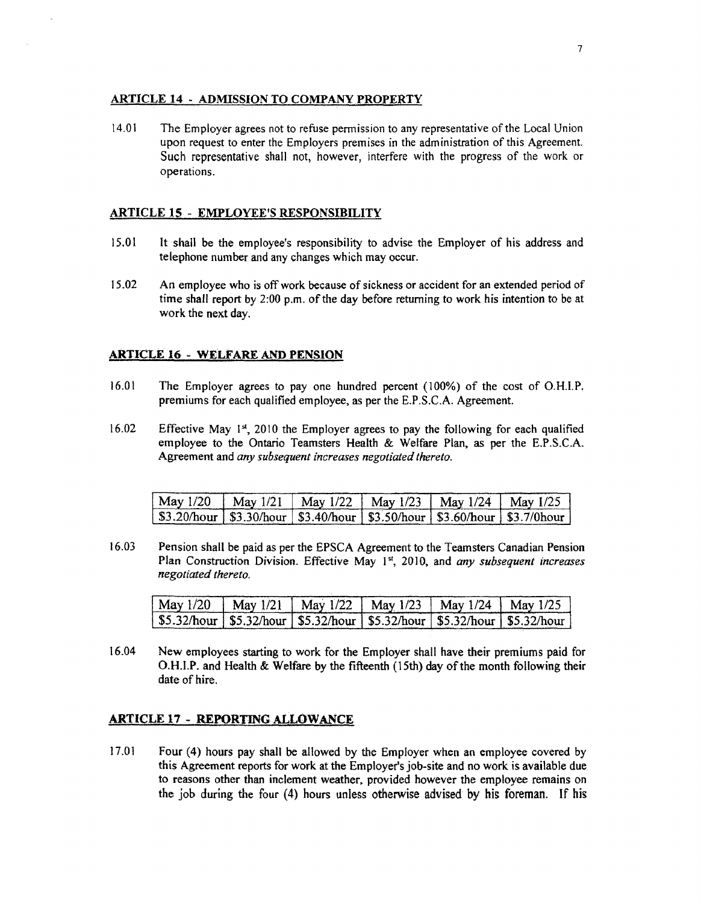## ARTICLE 14 - ADMISSION TO COMPANY PROPERTY

14.01 The Employer agrees not to refuse permission to any representative of the Local Union upon request to enter the Employers premises in the administration of this Agreement. Such representative shall not, however, interfere with the progress of the work or operations.

## ARTICLE 15 - EMPLOYEE'S RESPONSIBILITY

15.01 It shall be the employee's responsibility to advise the Employer of his address and telephone number and any changes which may occur.

15.02 An employee who is off work because of sickness or accident for an extended period of time shall report by 2:00 p.m. of the day before returning to work his intention to be at work the next day.

## ARTICLE 16 - WELFARE AND PENSION

16.01 The Employer agrees to pay one hundred percent (100%) of the cost of O.H.I.P. premiums for each qualified employee, as per the E.P.S.C.A. Agreement.

16.02 Effective May 1st, 2010 the Employer agrees to pay the following for each qualified employee to the Ontario Teamsters Health & Welfare Plan, as per the E.P.S.C.A. Agreement and *any subsequent increases negotiated thereto.*

| May 1/20 | May 1/21 | May 1/22 | May 1/23 | May 1/24 | May 1/25 |
|---|---|---|---|---|---|
| $3.20/hour | $3.30/hour | $3.40/hour | $3.50/hour | $3.60/hour | $3.7/0hour |

16.03 Pension shall be paid as per the EPSCA Agreement to the Teamsters Canadian Pension Plan Construction Division. Effective May 1st, 2010, and *any subsequent increases negotiated thereto.*

| May 1/20 | May 1/21 | May 1/22 | May 1/23 | May 1/24 | May 1/25 |
|---|---|---|---|---|---|
| $5.32/hour | $5.32/hour | $5.32/hour | $5.32/hour | $5.32/hour | $5.32/hour |

16.04 New employees starting to work for the Employer shall have their premiums paid for O.H.I.P. and Health & Welfare by the fifteenth (15th) day of the month following their date of hire.

## ARTICLE 17 - REPORTING ALLOWANCE

17.01 Four (4) hours pay shall be allowed by the Employer when an employee covered by this Agreement reports for work at the Employer's job-site and no work is available due to reasons other than inclement weather, provided however the employee remains on the job during the four (4) hours unless otherwise advised by his foreman. If his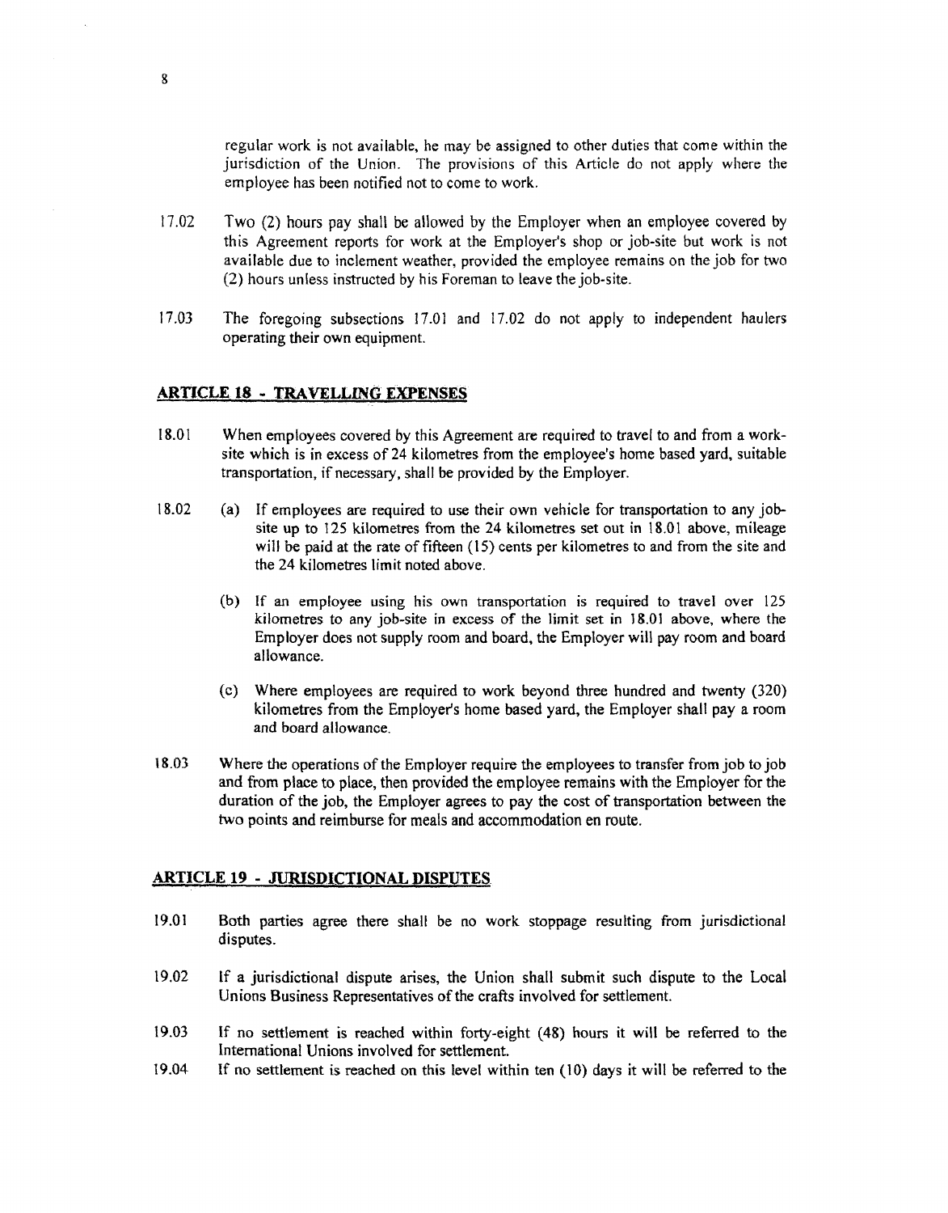regular work is not available, he may be assigned to other duties that come within the jurisdiction of the Union. The provisions of this Article do not apply where the employee has been notified not to come to work.

17.02 Two (2) hours pay shall be allowed by the Employer when an employee covered by this Agreement reports for work at the Employer's shop or job-site but work is not available due to inclement weather, provided the employee remains on the job for two (2) hours unless instructed by his Foreman to leave the job-site.

17.03 The foregoing subsections 17.01 and 17.02 do not apply to independent haulers operating their own equipment.

## ARTICLE 18 - TRAVELLING EXPENSES

18.01 When employees covered by this Agreement are required to travel to and from a work-site which is in excess of 24 kilometres from the employee's home based yard, suitable transportation, if necessary, shall be provided by the Employer.

18.02 (a) If employees are required to use their own vehicle for transportation to any job-site up to 125 kilometres from the 24 kilometres set out in 18.01 above, mileage will be paid at the rate of fifteen (15) cents per kilometres to and from the site and the 24 kilometres limit noted above.

(b) If an employee using his own transportation is required to travel over 125 kilometres to any job-site in excess of the limit set in 18.01 above, where the Employer does not supply room and board, the Employer will pay room and board allowance.

(c) Where employees are required to work beyond three hundred and twenty (320) kilometres from the Employer's home based yard, the Employer shall pay a room and board allowance.

18.03 Where the operations of the Employer require the employees to transfer from job to job and from place to place, then provided the employee remains with the Employer for the duration of the job, the Employer agrees to pay the cost of transportation between the two points and reimburse for meals and accommodation en route.

## ARTICLE 19 - JURISDICTIONAL DISPUTES

19.01 Both parties agree there shall be no work stoppage resulting from jurisdictional disputes.

19.02 If a jurisdictional dispute arises, the Union shall submit such dispute to the Local Unions Business Representatives of the crafts involved for settlement.

19.03 If no settlement is reached within forty-eight (48) hours it will be referred to the International Unions involved for settlement.

19.04 If no settlement is reached on this level within ten (10) days it will be referred to the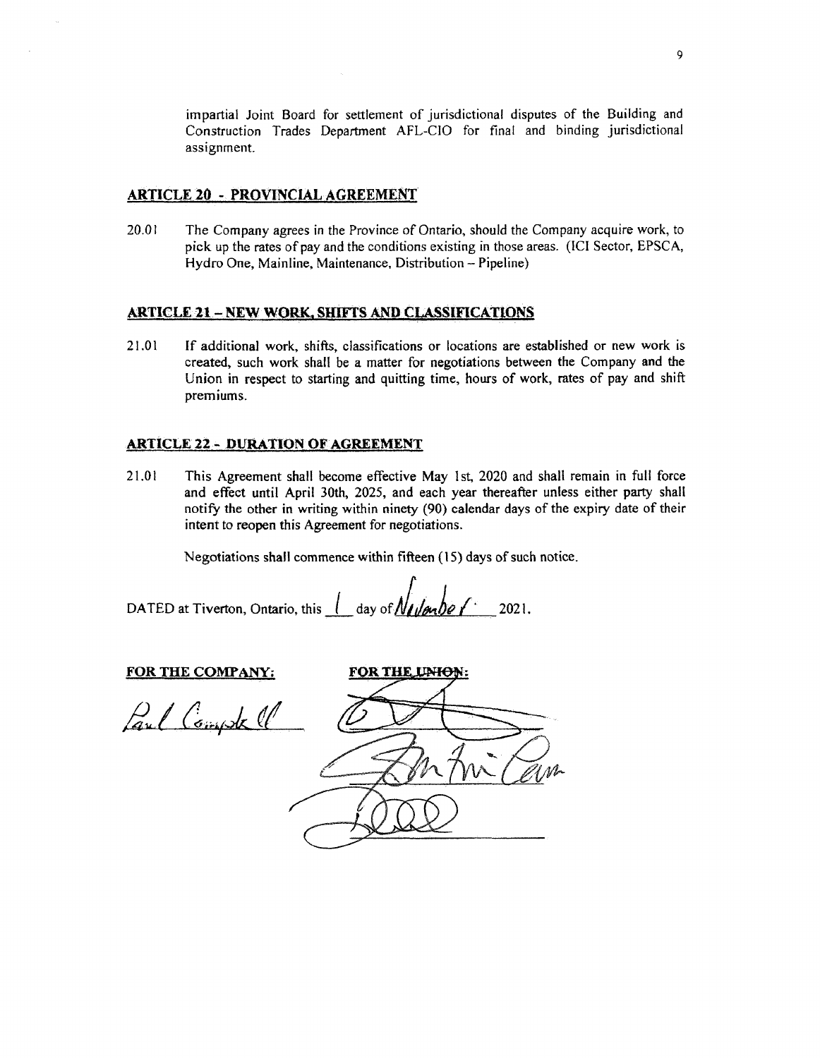impartial Joint Board for settlement of jurisdictional disputes of the Building and Construction Trades Department AFL-CIO for final and binding jurisdictional assignment.

## ARTICLE 20 - PROVINCIAL AGREEMENT

20.01 The Company agrees in the Province of Ontario, should the Company acquire work, to pick up the rates of pay and the conditions existing in those areas. (ICI Sector, EPSCA, Hydro One, Mainline, Maintenance, Distribution – Pipeline)

## ARTICLE 21 – NEW WORK, SHIFTS AND CLASSIFICATIONS

21.01 If additional work, shifts, classifications or locations are established or new work is created, such work shall be a matter for negotiations between the Company and the Union in respect to starting and quitting time, hours of work, rates of pay and shift premiums.

## ARTICLE 22 - DURATION OF AGREEMENT

21.01 This Agreement shall become effective May 1st, 2020 and shall remain in full force and effect until April 30th, 2025, and each year thereafter unless either party shall notify the other in writing within ninety (90) calendar days of the expiry date of their intent to reopen this Agreement for negotiations.

Negotiations shall commence within fifteen (15) days of such notice.

DATED at Tiverton, Ontario, this 1 day of November 2021.

**FOR THE COMPANY:**

Paul Campbell

**FOR THE UNION:**